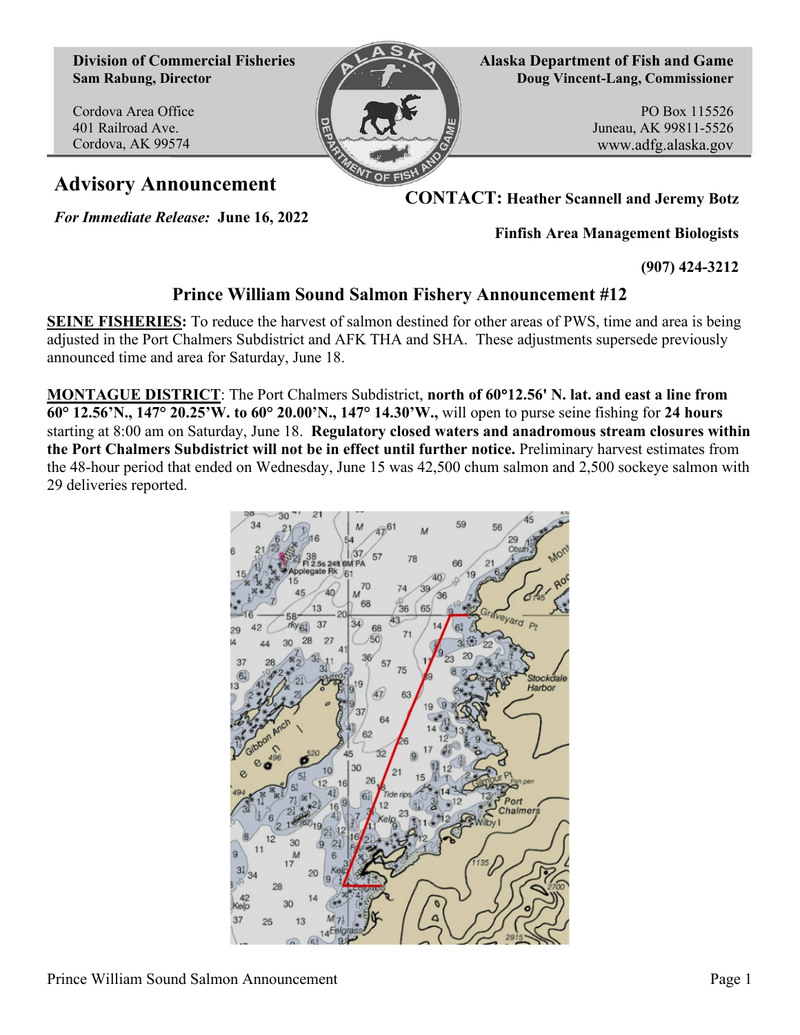**Division of Commercial Fisheries**
**Sam Rabung, Director**

Cordova Area Office
401 Railroad Ave.
Cordova, AK 99574

**Alaska Department of Fish and Game**
**Doug Vincent-Lang, Commissioner**

PO Box 115526
Juneau, AK 99811-5526
www.adfg.alaska.gov

# Advisory Announcement

***For Immediate Release:*** **June 16, 2022**

**CONTACT: Heather Scannell and Jeremy Botz**

**Finfish Area Management Biologists**

**(907) 424-3212**

## Prince William Sound Salmon Fishery Announcement #12

**SEINE FISHERIES:** To reduce the harvest of salmon destined for other areas of PWS, time and area is being adjusted in the Port Chalmers Subdistrict and AFK THA and SHA. These adjustments supersede previously announced time and area for Saturday, June 18.

**MONTAGUE DISTRICT**: The Port Chalmers Subdistrict, **north of 60°12.56' N. lat. and east a line from 60° 12.56'N., 147° 20.25'W. to 60° 20.00'N., 147° 14.30'W.,** will open to purse seine fishing for **24 hours** starting at 8:00 am on Saturday, June 18. **Regulatory closed waters and anadromous stream closures within the Port Chalmers Subdistrict will not be in effect until further notice.** Preliminary harvest estimates from the 48-hour period that ended on Wednesday, June 15 was 42,500 chum salmon and 2,500 sockeye salmon with 29 deliveries reported.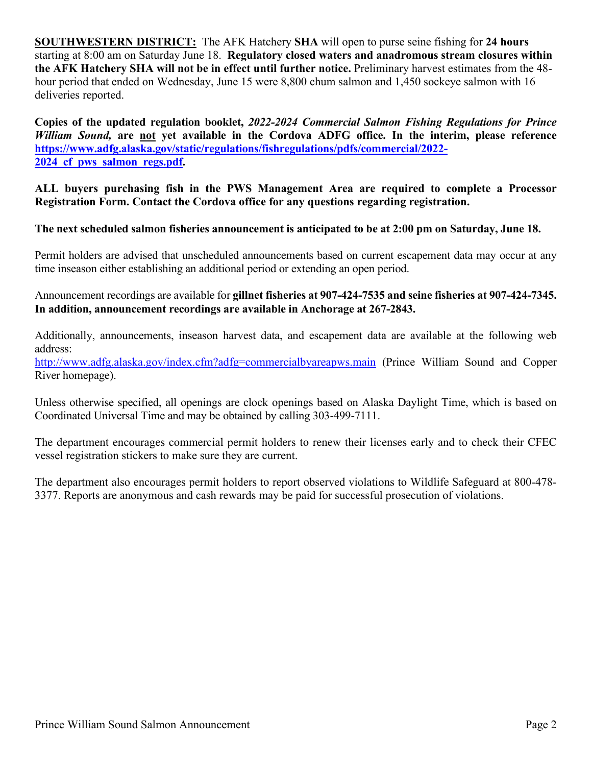**SOUTHWESTERN DISTRICT:** The AFK Hatchery **SHA** will open to purse seine fishing for **24 hours** starting at 8:00 am on Saturday June 18. **Regulatory closed waters and anadromous stream closures within the AFK Hatchery SHA will not be in effect until further notice.** Preliminary harvest estimates from the 48-hour period that ended on Wednesday, June 15 were 8,800 chum salmon and 1,450 sockeye salmon with 16 deliveries reported.

**Copies of the updated regulation booklet, *2022-2024 Commercial Salmon Fishing Regulations for Prince William Sound,* are not yet available in the Cordova ADFG office. In the interim, please reference [https://www.adfg.alaska.gov/static/regulations/fishregulations/pdfs/commercial/2022-2024_cf_pws_salmon_regs.pdf](https://www.adfg.alaska.gov/static/regulations/fishregulations/pdfs/commercial/2022-2024_cf_pws_salmon_regs.pdf).**

**ALL buyers purchasing fish in the PWS Management Area are required to complete a Processor Registration Form. Contact the Cordova office for any questions regarding registration.**

**The next scheduled salmon fisheries announcement is anticipated to be at 2:00 pm on Saturday, June 18.**

Permit holders are advised that unscheduled announcements based on current escapement data may occur at any time inseason either establishing an additional period or extending an open period.

Announcement recordings are available for **gillnet fisheries at 907-424-7535 and seine fisheries at 907-424-7345. In addition, announcement recordings are available in Anchorage at 267-2843.**

Additionally, announcements, inseason harvest data, and escapement data are available at the following web address:
[http://www.adfg.alaska.gov/index.cfm?adfg=commercialbyareapws.main](http://www.adfg.alaska.gov/index.cfm?adfg=commercialbyareapws.main) (Prince William Sound and Copper River homepage).

Unless otherwise specified, all openings are clock openings based on Alaska Daylight Time, which is based on Coordinated Universal Time and may be obtained by calling 303-499-7111.

The department encourages commercial permit holders to renew their licenses early and to check their CFEC vessel registration stickers to make sure they are current.

The department also encourages permit holders to report observed violations to Wildlife Safeguard at 800-478-3377. Reports are anonymous and cash rewards may be paid for successful prosecution of violations.